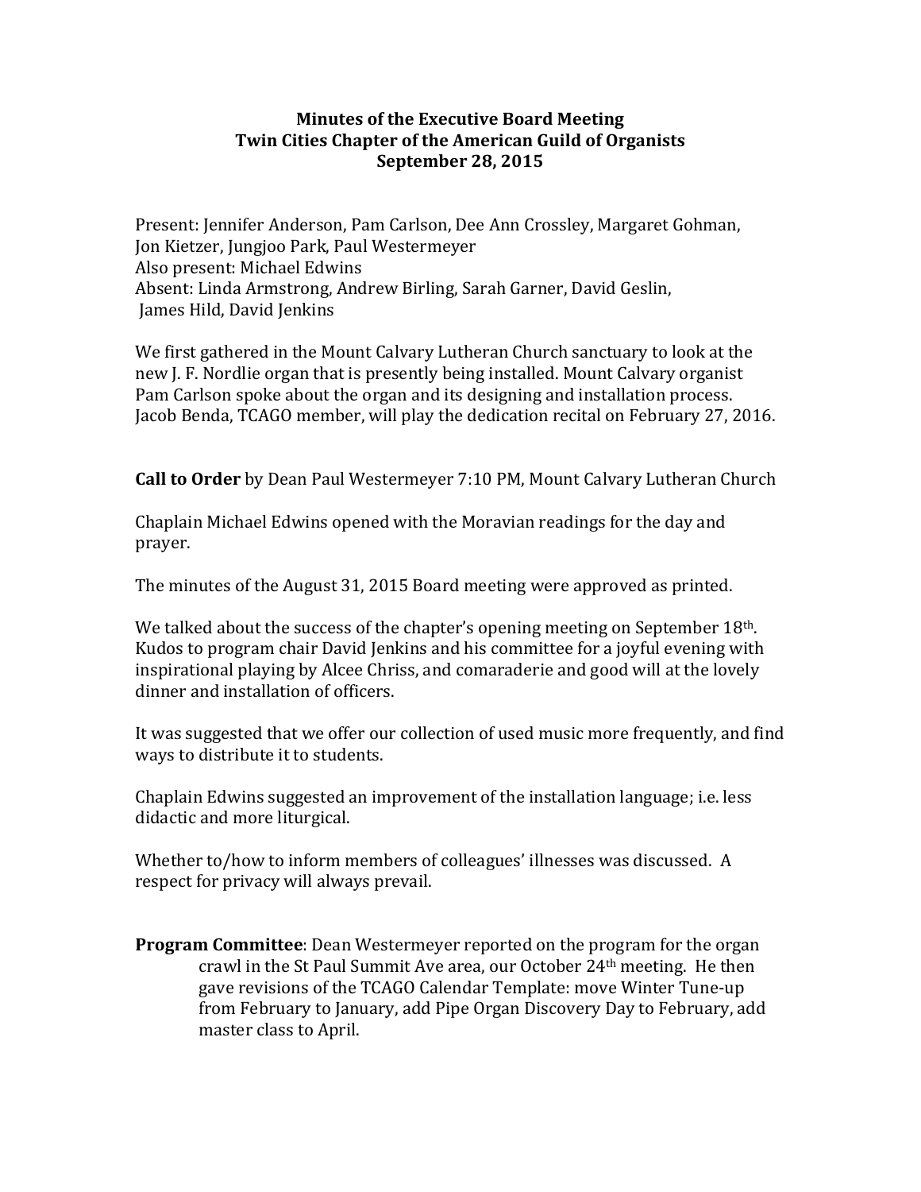**Minutes of the Executive Board Meeting**
**Twin Cities Chapter of the American Guild of Organists**
**September 28, 2015**

Present: Jennifer Anderson, Pam Carlson, Dee Ann Crossley, Margaret Gohman, Jon Kietzer, Jungjoo Park, Paul Westermeyer
Also present: Michael Edwins
Absent: Linda Armstrong, Andrew Birling, Sarah Garner, David Geslin, James Hild, David Jenkins

We first gathered in the Mount Calvary Lutheran Church sanctuary to look at the new J. F. Nordlie organ that is presently being installed. Mount Calvary organist Pam Carlson spoke about the organ and its designing and installation process. Jacob Benda, TCAGO member, will play the dedication recital on February 27, 2016.

**Call to Order** by Dean Paul Westermeyer 7:10 PM, Mount Calvary Lutheran Church

Chaplain Michael Edwins opened with the Moravian readings for the day and prayer.

The minutes of the August 31, 2015 Board meeting were approved as printed.

We talked about the success of the chapter's opening meeting on September 18th. Kudos to program chair David Jenkins and his committee for a joyful evening with inspirational playing by Alcee Chriss, and comaraderie and good will at the lovely dinner and installation of officers.

It was suggested that we offer our collection of used music more frequently, and find ways to distribute it to students.

Chaplain Edwins suggested an improvement of the installation language; i.e. less didactic and more liturgical.

Whether to/how to inform members of colleagues' illnesses was discussed. A respect for privacy will always prevail.

**Program Committee**: Dean Westermeyer reported on the program for the organ crawl in the St Paul Summit Ave area, our October 24th meeting. He then gave revisions of the TCAGO Calendar Template: move Winter Tune-up from February to January, add Pipe Organ Discovery Day to February, add master class to April.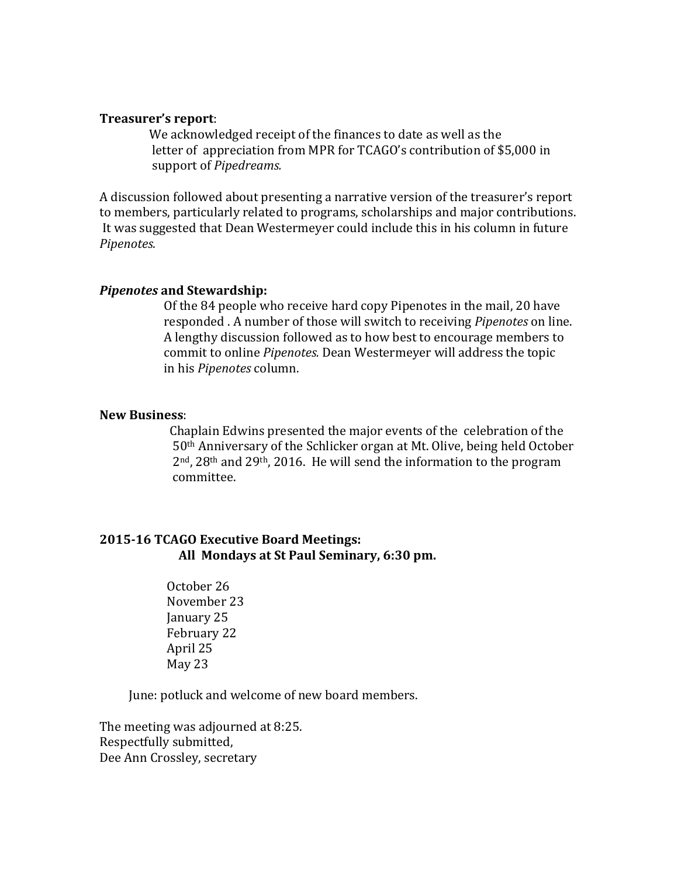**Treasurer's report**:

We acknowledged receipt of the finances to date as well as the letter of appreciation from MPR for TCAGO's contribution of $5,000 in support of *Pipedreams.*

A discussion followed about presenting a narrative version of the treasurer's report to members, particularly related to programs, scholarships and major contributions. It was suggested that Dean Westermeyer could include this in his column in future *Pipenotes.*

***Pipenotes* and Stewardship:**

Of the 84 people who receive hard copy Pipenotes in the mail, 20 have responded . A number of those will switch to receiving *Pipenotes* on line. A lengthy discussion followed as to how best to encourage members to commit to online *Pipenotes.* Dean Westermeyer will address the topic in his *Pipenotes* column.

**New Business**:

Chaplain Edwins presented the major events of the celebration of the 50th Anniversary of the Schlicker organ at Mt. Olive, being held October 2nd, 28th and 29th, 2016. He will send the information to the program committee.

**2015-16 TCAGO Executive Board Meetings:**
**All Mondays at St Paul Seminary, 6:30 pm.**

October 26
November 23
January 25
February 22
April 25
May 23

June: potluck and welcome of new board members.

The meeting was adjourned at 8:25.
Respectfully submitted,
Dee Ann Crossley, secretary